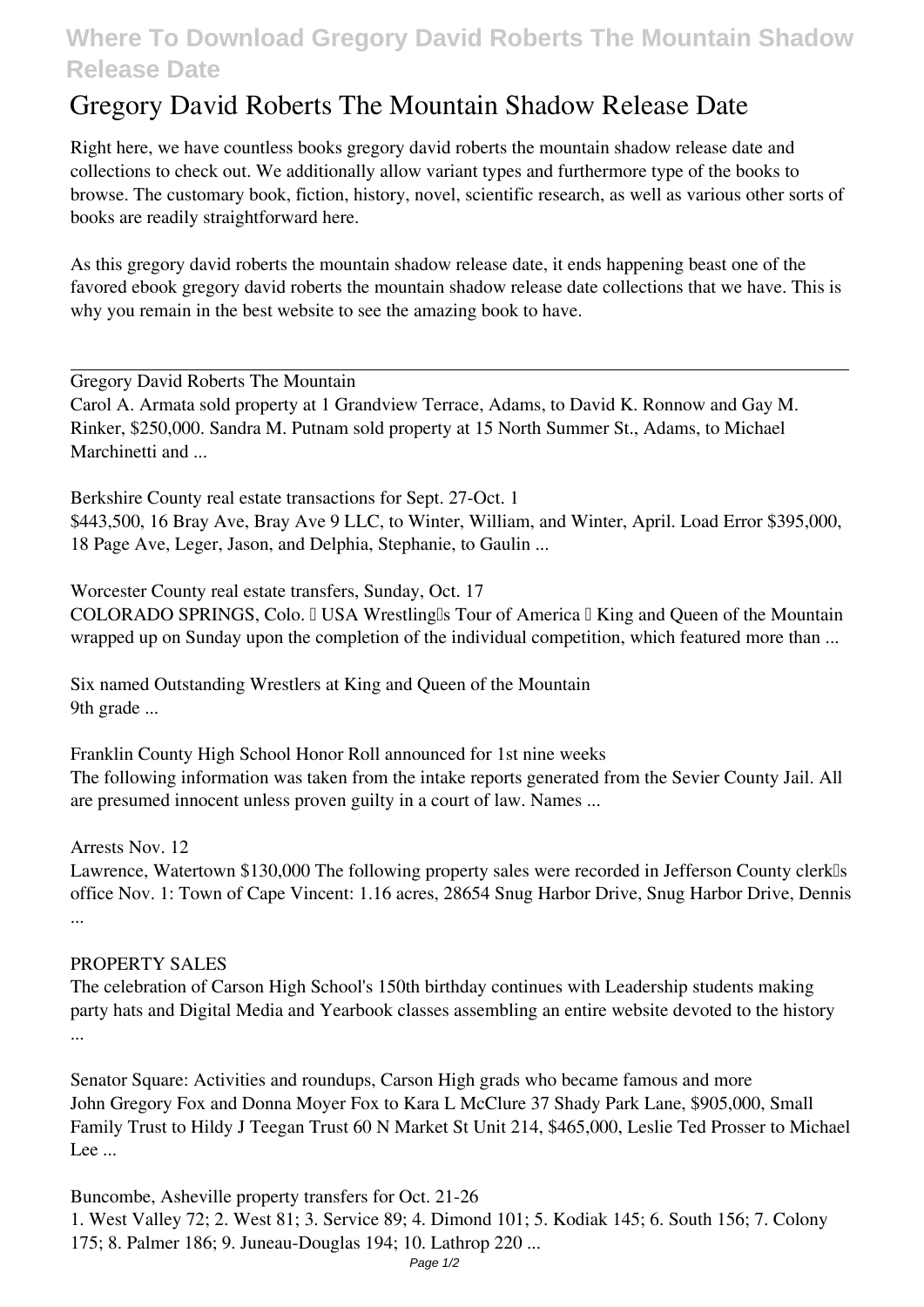# Gregory David Roberts The Mountain Shadow Release Date

Right here, we have countless books gregory david roberts the mountain shadow release date and collections to check out. We additionally allow variant types and furthermore type of the books to browse. The customary book, fiction, history, novel, scientific research, as well as various other sorts of books are readily straightforward here.

As this gregory david roberts the mountain shadow release date, it ends happening beast one of the favored ebook gregory david roberts the mountain shadow release date collections that we have. This is why you remain in the best website to see the amazing book to have.

---

Gregory David Roberts The Mountain

Carol A. Armata sold property at 1 Grandview Terrace, Adams, to David K. Ronnow and Gay M. Rinker, $250,000. Sandra M. Putnam sold property at 15 North Summer St., Adams, to Michael Marchinetti and ...

Berkshire County real estate transactions for Sept. 27-Oct. 1

$443,500, 16 Bray Ave, Bray Ave 9 LLC, to Winter, William, and Winter, April. Load Error $395,000, 18 Page Ave, Leger, Jason, and Delphia, Stephanie, to Gaulin ...

Worcester County real estate transfers, Sunday, Oct. 17

COLORADO SPRINGS, Colo. — USA Wrestling's Tour of America — King and Queen of the Mountain wrapped up on Sunday upon the completion of the individual competition, which featured more than ...

Six named Outstanding Wrestlers at King and Queen of the Mountain

9th grade ...

Franklin County High School Honor Roll announced for 1st nine weeks

The following information was taken from the intake reports generated from the Sevier County Jail. All are presumed innocent unless proven guilty in a court of law. Names ...

Arrests Nov. 12

Lawrence, Watertown $130,000 The following property sales were recorded in Jefferson County clerk's office Nov. 1: Town of Cape Vincent: 1.16 acres, 28654 Snug Harbor Drive, Snug Harbor Drive, Dennis ...

PROPERTY SALES

The celebration of Carson High School's 150th birthday continues with Leadership students making party hats and Digital Media and Yearbook classes assembling an entire website devoted to the history ...

Senator Square: Activities and roundups, Carson High grads who became famous and more

John Gregory Fox and Donna Moyer Fox to Kara L McClure 37 Shady Park Lane, $905,000, Small Family Trust to Hildy J Teegan Trust 60 N Market St Unit 214, $465,000, Leslie Ted Prosser to Michael Lee ...

Buncombe, Asheville property transfers for Oct. 21-26

1. West Valley 72; 2. West 81; 3. Service 89; 4. Dimond 101; 5. Kodiak 145; 6. South 156; 7. Colony 175; 8. Palmer 186; 9. Juneau-Douglas 194; 10. Lathrop 220 ...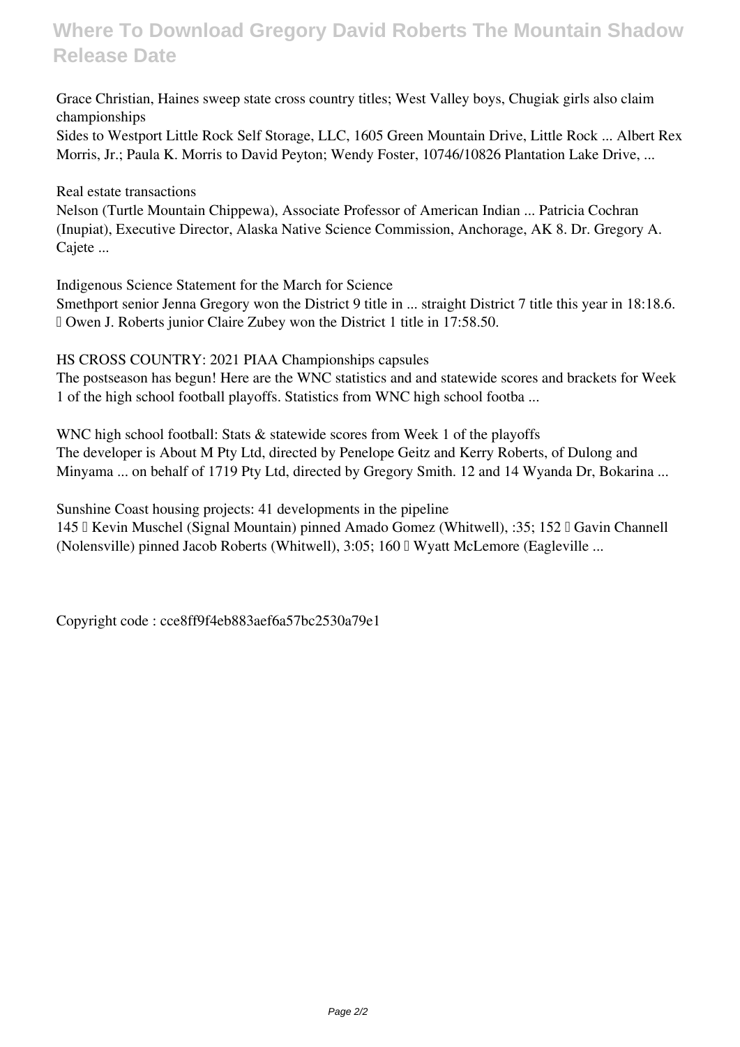Grace Christian, Haines sweep state cross country titles; West Valley boys, Chugiak girls also claim championships

Sides to Westport Little Rock Self Storage, LLC, 1605 Green Mountain Drive, Little Rock ... Albert Rex Morris, Jr.; Paula K. Morris to David Peyton; Wendy Foster, 10746/10826 Plantation Lake Drive, ...

Real estate transactions

Nelson (Turtle Mountain Chippewa), Associate Professor of American Indian ... Patricia Cochran (Inupiat), Executive Director, Alaska Native Science Commission, Anchorage, AK 8. Dr. Gregory A. Cajete ...

Indigenous Science Statement for the March for Science

Smethport senior Jenna Gregory won the District 9 title in ... straight District 7 title this year in 18:18.6. • Owen J. Roberts junior Claire Zubey won the District 1 title in 17:58.50.

HS CROSS COUNTRY: 2021 PIAA Championships capsules

The postseason has begun! Here are the WNC statistics and and statewide scores and brackets for Week 1 of the high school football playoffs. Statistics from WNC high school footba ...

WNC high school football: Stats & statewide scores from Week 1 of the playoffs

The developer is About M Pty Ltd, directed by Penelope Geitz and Kerry Roberts, of Dulong and Minyama ... on behalf of 1719 Pty Ltd, directed by Gregory Smith. 12 and 14 Wyanda Dr, Bokarina ...

Sunshine Coast housing projects: 41 developments in the pipeline

145 — Kevin Muschel (Signal Mountain) pinned Amado Gomez (Whitwell), :35; 152 — Gavin Channell (Nolensville) pinned Jacob Roberts (Whitwell), 3:05; 160 — Wyatt McLemore (Eagleville ...

Copyright code : cce8ff9f4eb883aef6a57bc2530a79e1